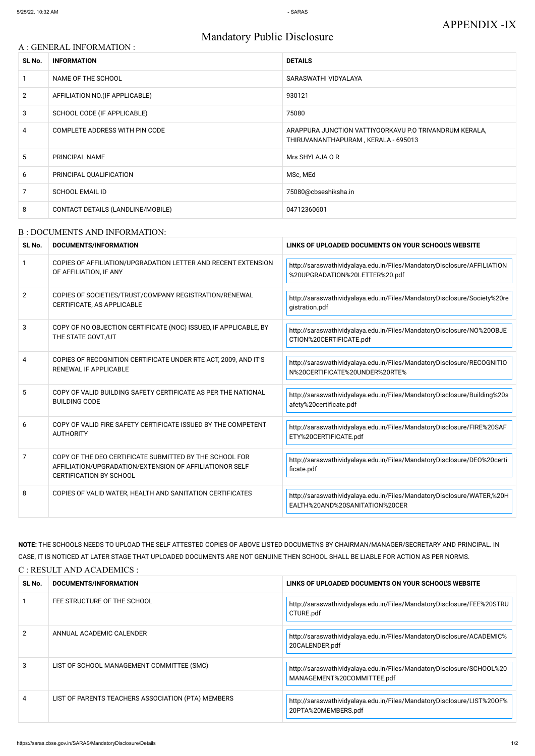APPENDIX -IX

# Mandatory Public Disclosure

## A : GENERAL INFORMATION :

| SL No. | INFORMATION | DETAILS |
|---|---|---|
| 1 | NAME OF THE SCHOOL | SARASWATHI VIDYALAYA |
| 2 | AFFILIATION NO.(IF APPLICABLE) | 930121 |
| 3 | SCHOOL CODE (IF APPLICABLE) | 75080 |
| 4 | COMPLETE ADDRESS WITH PIN CODE | ARAPPURA JUNCTION VATTIYOORKAVU P.O TRIVANDRUM KERALA, THIRUVANANTHAPURAM , KERALA - 695013 |
| 5 | PRINCIPAL NAME | Mrs SHYLAJA O R |
| 6 | PRINCIPAL QUALIFICATION | MSc, MEd |
| 7 | SCHOOL EMAIL ID | 75080@cbseshiksha.in |
| 8 | CONTACT DETAILS (LANDLINE/MOBILE) | 04712360601 |

## B : DOCUMENTS AND INFORMATION:

| SL No. | DOCUMENTS/INFORMATION | LINKS OF UPLOADED DOCUMENTS ON YOUR SCHOOL'S WEBSITE |
|---|---|---|
| 1 | COPIES OF AFFILIATION/UPGRADATION LETTER AND RECENT EXTENSION OF AFFILIATION, IF ANY | http://saraswathividyalaya.edu.in/Files/MandatoryDisclosure/AFFILIATION%20UPGRADATION%20LETTER%20.pdf |
| 2 | COPIES OF SOCIETIES/TRUST/COMPANY REGISTRATION/RENEWAL CERTIFICATE, AS APPLICABLE | http://saraswathividyalaya.edu.in/Files/MandatoryDisclosure/Society%20registration.pdf |
| 3 | COPY OF NO OBJECTION CERTIFICATE (NOC) ISSUED, IF APPLICABLE, BY THE STATE GOVT./UT | http://saraswathividyalaya.edu.in/Files/MandatoryDisclosure/NO%20OBJECTION%20CERTIFICATE.pdf |
| 4 | COPIES OF RECOGNITION CERTIFICATE UNDER RTE ACT, 2009, AND IT'S RENEWAL IF APPLICABLE | http://saraswathividyalaya.edu.in/Files/MandatoryDisclosure/RECOGNITION%20CERTIFICATE%20UNDER%20RTE% |
| 5 | COPY OF VALID BUILDING SAFETY CERTIFICATE AS PER THE NATIONAL BUILDING CODE | http://saraswathividyalaya.edu.in/Files/MandatoryDisclosure/Building%20safety%20certificate.pdf |
| 6 | COPY OF VALID FIRE SAFETY CERTIFICATE ISSUED BY THE COMPETENT AUTHORITY | http://saraswathividyalaya.edu.in/Files/MandatoryDisclosure/FIRE%20SAFETY%20CERTIFICATE.pdf |
| 7 | COPY OF THE DEO CERTIFICATE SUBMITTED BY THE SCHOOL FOR AFFILIATION/UPGRADATION/EXTENSION OF AFFILIATIONOR SELF CERTIFICATION BY SCHOOL | http://saraswathividyalaya.edu.in/Files/MandatoryDisclosure/DEO%20certificate.pdf |
| 8 | COPIES OF VALID WATER, HEALTH AND SANITATION CERTIFICATES | http://saraswathividyalaya.edu.in/Files/MandatoryDisclosure/WATER,%20HEALTH%20AND%20SANITATION%20CER |

**NOTE:** THE SCHOOLS NEEDS TO UPLOAD THE SELF ATTESTED COPIES OF ABOVE LISTED DOCUMETNS BY CHAIRMAN/MANAGER/SECRETARY AND PRINCIPAL. IN CASE, IT IS NOTICED AT LATER STAGE THAT UPLOADED DOCUMENTS ARE NOT GENUINE THEN SCHOOL SHALL BE LIABLE FOR ACTION AS PER NORMS.

## C : RESULT AND ACADEMICS :

| SL No. | DOCUMENTS/INFORMATION | LINKS OF UPLOADED DOCUMENTS ON YOUR SCHOOL'S WEBSITE |
|---|---|---|
| 1 | FEE STRUCTURE OF THE SCHOOL | http://saraswathividyalaya.edu.in/Files/MandatoryDisclosure/FEE%20STRUCTURE.pdf |
| 2 | ANNUAL ACADEMIC CALENDER | http://saraswathividyalaya.edu.in/Files/MandatoryDisclosure/ACADEMIC%20CALENDER.pdf |
| 3 | LIST OF SCHOOL MANAGEMENT COMMITTEE (SMC) | http://saraswathividyalaya.edu.in/Files/MandatoryDisclosure/SCHOOL%20MANAGEMENT%20COMMITTEE.pdf |
| 4 | LIST OF PARENTS TEACHERS ASSOCIATION (PTA) MEMBERS | http://saraswathividyalaya.edu.in/Files/MandatoryDisclosure/LIST%20OF%20PTA%20MEMBERS.pdf |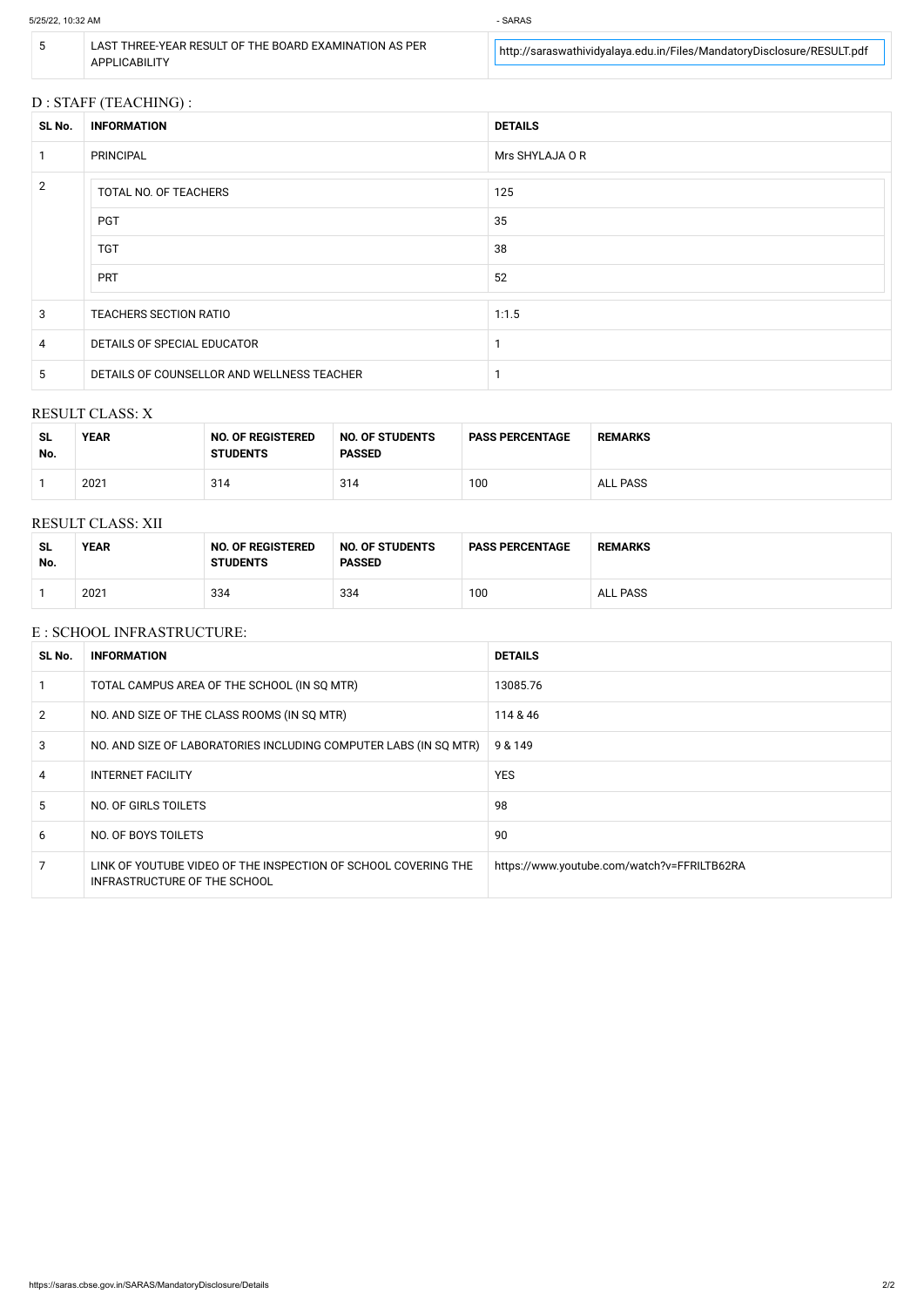| | | |
|---|---|---|
| 5 | LAST THREE-YEAR RESULT OF THE BOARD EXAMINATION AS PER APPLICABILITY | http://saraswathividyalaya.edu.in/Files/MandatoryDisclosure/RESULT.pdf |

## D : STAFF (TEACHING) :

| SL No. | INFORMATION | DETAILS |
|---|---|---|
| 1 | PRINCIPAL | Mrs SHYLAJA O R |
| 2 | TOTAL NO. OF TEACHERS | 125 |
| | PGT | 35 |
| | TGT | 38 |
| | PRT | 52 |
| 3 | TEACHERS SECTION RATIO | 1:1.5 |
| 4 | DETAILS OF SPECIAL EDUCATOR | 1 |
| 5 | DETAILS OF COUNSELLOR AND WELLNESS TEACHER | 1 |

## RESULT CLASS: X

| SL No. | YEAR | NO. OF REGISTERED STUDENTS | NO. OF STUDENTS PASSED | PASS PERCENTAGE | REMARKS |
|---|---|---|---|---|---|
| 1 | 2021 | 314 | 314 | 100 | ALL PASS |

## RESULT CLASS: XII

| SL No. | YEAR | NO. OF REGISTERED STUDENTS | NO. OF STUDENTS PASSED | PASS PERCENTAGE | REMARKS |
|---|---|---|---|---|---|
| 1 | 2021 | 334 | 334 | 100 | ALL PASS |

## E : SCHOOL INFRASTRUCTURE:

| SL No. | INFORMATION | DETAILS |
|---|---|---|
| 1 | TOTAL CAMPUS AREA OF THE SCHOOL (IN SQ MTR) | 13085.76 |
| 2 | NO. AND SIZE OF THE CLASS ROOMS (IN SQ MTR) | 114 & 46 |
| 3 | NO. AND SIZE OF LABORATORIES INCLUDING COMPUTER LABS (IN SQ MTR) | 9 & 149 |
| 4 | INTERNET FACILITY | YES |
| 5 | NO. OF GIRLS TOILETS | 98 |
| 6 | NO. OF BOYS TOILETS | 90 |
| 7 | LINK OF YOUTUBE VIDEO OF THE INSPECTION OF SCHOOL COVERING THE INFRASTRUCTURE OF THE SCHOOL | https://www.youtube.com/watch?v=FFRILTB62RA |